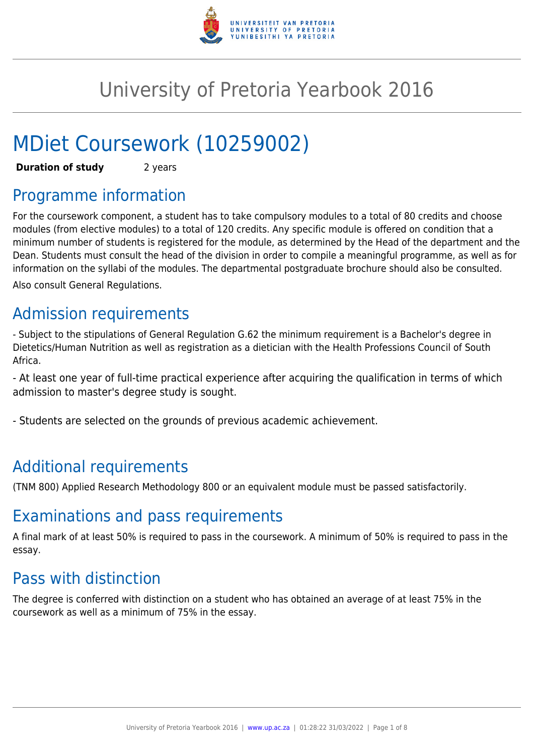# University of Pretoria Yearbook 2016

# MDiet Coursework (10259002)

**Duration of study** 2 years

## Programme information

For the coursework component, a student has to take compulsory modules to a total of 80 credits and choose modules (from elective modules) to a total of 120 credits. Any specific module is offered on condition that a minimum number of students is registered for the module, as determined by the Head of the department and the Dean. Students must consult the head of the division in order to compile a meaningful programme, as well as for information on the syllabi of the modules. The departmental postgraduate brochure should also be consulted.

Also consult General Regulations.

## Admission requirements

- Subject to the stipulations of General Regulation G.62 the minimum requirement is a Bachelor's degree in Dietetics/Human Nutrition as well as registration as a dietician with the Health Professions Council of South Africa.

- At least one year of full-time practical experience after acquiring the qualification in terms of which admission to master's degree study is sought.

- Students are selected on the grounds of previous academic achievement.

## Additional requirements

(TNM 800) Applied Research Methodology 800 or an equivalent module must be passed satisfactorily.

## Examinations and pass requirements

A final mark of at least 50% is required to pass in the coursework. A minimum of 50% is required to pass in the essay.

## Pass with distinction

The degree is conferred with distinction on a student who has obtained an average of at least 75% in the coursework as well as a minimum of 75% in the essay.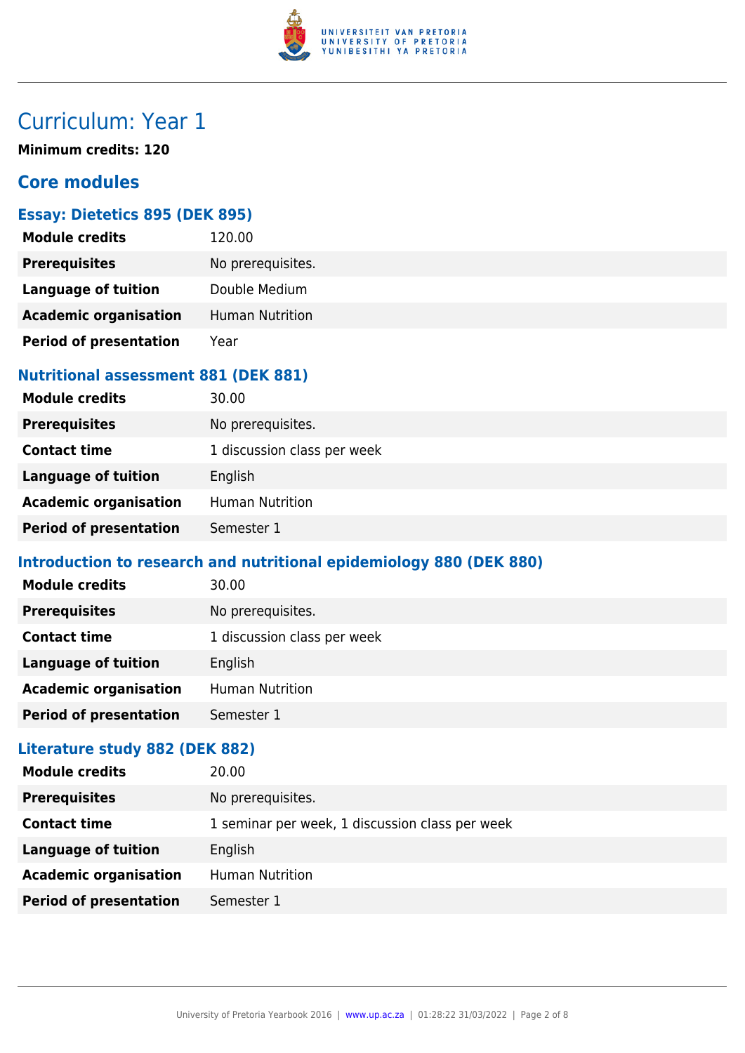# Curriculum: Year 1

**Minimum credits: 120**

## Core modules

### Essay: Dietetics 895 (DEK 895)

| | |
|---|---|
| **Module credits** | 120.00 |
| **Prerequisites** | No prerequisites. |
| **Language of tuition** | Double Medium |
| **Academic organisation** | Human Nutrition |
| **Period of presentation** | Year |

### Nutritional assessment 881 (DEK 881)

| | |
|---|---|
| **Module credits** | 30.00 |
| **Prerequisites** | No prerequisites. |
| **Contact time** | 1 discussion class per week |
| **Language of tuition** | English |
| **Academic organisation** | Human Nutrition |
| **Period of presentation** | Semester 1 |

### Introduction to research and nutritional epidemiology 880 (DEK 880)

| | |
|---|---|
| **Module credits** | 30.00 |
| **Prerequisites** | No prerequisites. |
| **Contact time** | 1 discussion class per week |
| **Language of tuition** | English |
| **Academic organisation** | Human Nutrition |
| **Period of presentation** | Semester 1 |

### Literature study 882 (DEK 882)

| | |
|---|---|
| **Module credits** | 20.00 |
| **Prerequisites** | No prerequisites. |
| **Contact time** | 1 seminar per week, 1 discussion class per week |
| **Language of tuition** | English |
| **Academic organisation** | Human Nutrition |
| **Period of presentation** | Semester 1 |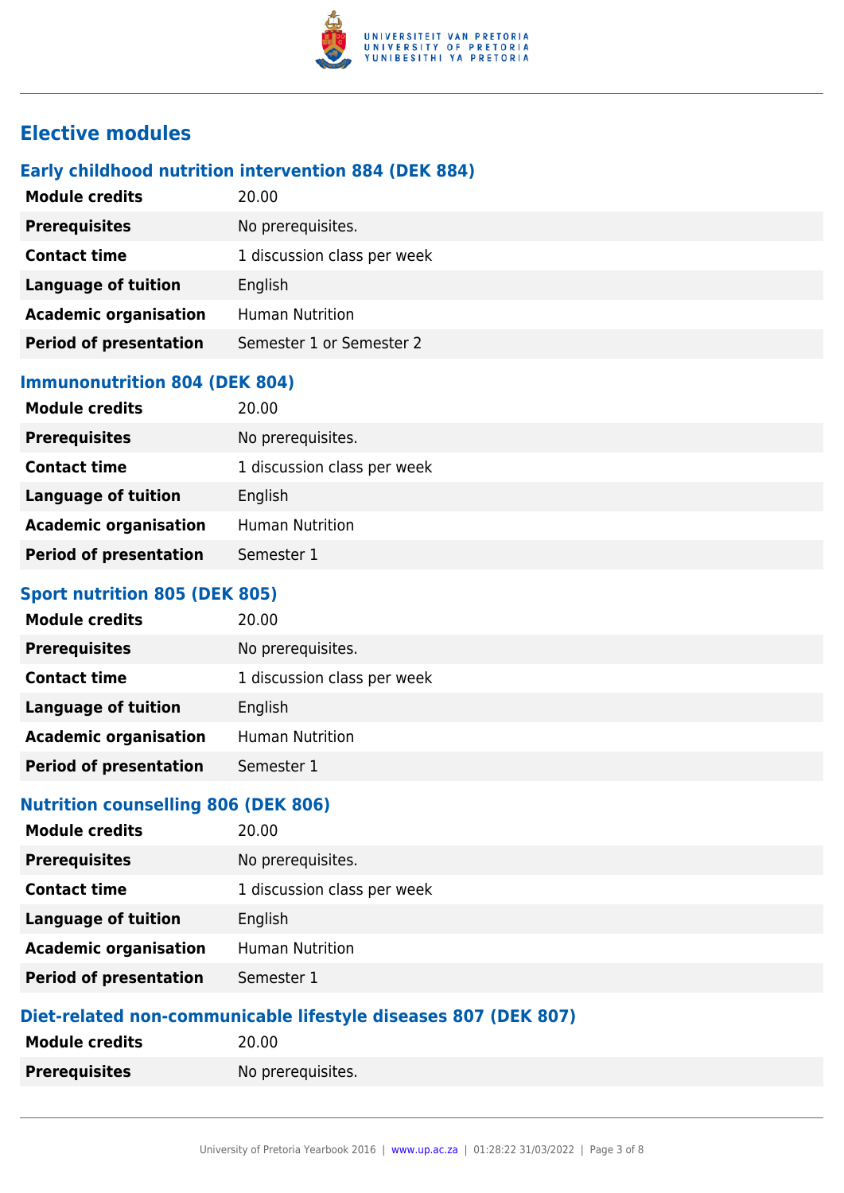## Elective modules

### Early childhood nutrition intervention 884 (DEK 884)

| | |
|---|---|
| **Module credits** | 20.00 |
| **Prerequisites** | No prerequisites. |
| **Contact time** | 1 discussion class per week |
| **Language of tuition** | English |
| **Academic organisation** | Human Nutrition |
| **Period of presentation** | Semester 1 or Semester 2 |

### Immunonutrition 804 (DEK 804)

| | |
|---|---|
| **Module credits** | 20.00 |
| **Prerequisites** | No prerequisites. |
| **Contact time** | 1 discussion class per week |
| **Language of tuition** | English |
| **Academic organisation** | Human Nutrition |
| **Period of presentation** | Semester 1 |

### Sport nutrition 805 (DEK 805)

| | |
|---|---|
| **Module credits** | 20.00 |
| **Prerequisites** | No prerequisites. |
| **Contact time** | 1 discussion class per week |
| **Language of tuition** | English |
| **Academic organisation** | Human Nutrition |
| **Period of presentation** | Semester 1 |

### Nutrition counselling 806 (DEK 806)

| | |
|---|---|
| **Module credits** | 20.00 |
| **Prerequisites** | No prerequisites. |
| **Contact time** | 1 discussion class per week |
| **Language of tuition** | English |
| **Academic organisation** | Human Nutrition |
| **Period of presentation** | Semester 1 |

### Diet-related non-communicable lifestyle diseases 807 (DEK 807)

| | |
|---|---|
| **Module credits** | 20.00 |
| **Prerequisites** | No prerequisites. |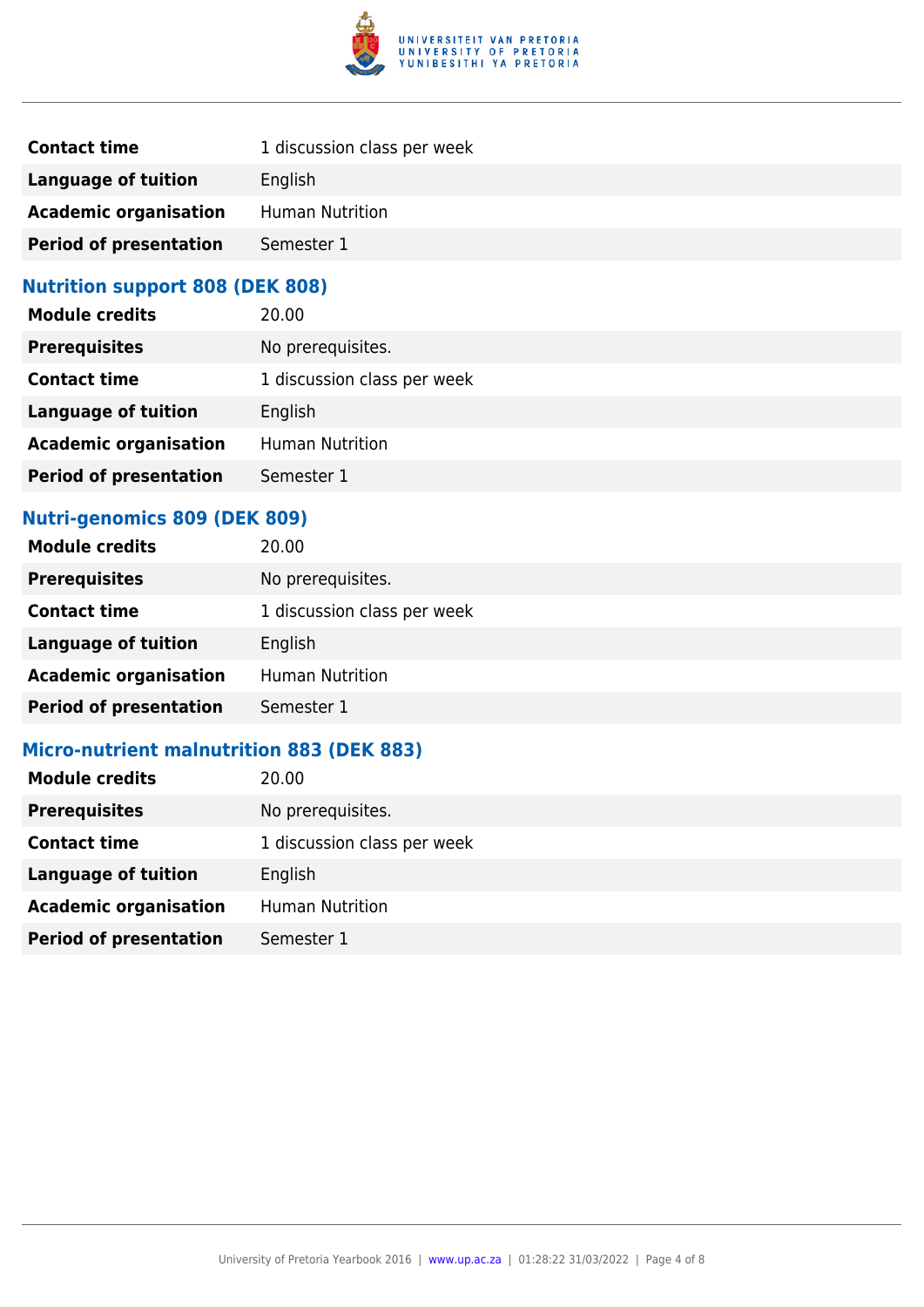| | |
|---|---|
| **Contact time** | 1 discussion class per week |
| **Language of tuition** | English |
| **Academic organisation** | Human Nutrition |
| **Period of presentation** | Semester 1 |

### Nutrition support 808 (DEK 808)

| | |
|---|---|
| **Module credits** | 20.00 |
| **Prerequisites** | No prerequisites. |
| **Contact time** | 1 discussion class per week |
| **Language of tuition** | English |
| **Academic organisation** | Human Nutrition |
| **Period of presentation** | Semester 1 |

### Nutri-genomics 809 (DEK 809)

| | |
|---|---|
| **Module credits** | 20.00 |
| **Prerequisites** | No prerequisites. |
| **Contact time** | 1 discussion class per week |
| **Language of tuition** | English |
| **Academic organisation** | Human Nutrition |
| **Period of presentation** | Semester 1 |

### Micro-nutrient malnutrition 883 (DEK 883)

| | |
|---|---|
| **Module credits** | 20.00 |
| **Prerequisites** | No prerequisites. |
| **Contact time** | 1 discussion class per week |
| **Language of tuition** | English |
| **Academic organisation** | Human Nutrition |
| **Period of presentation** | Semester 1 |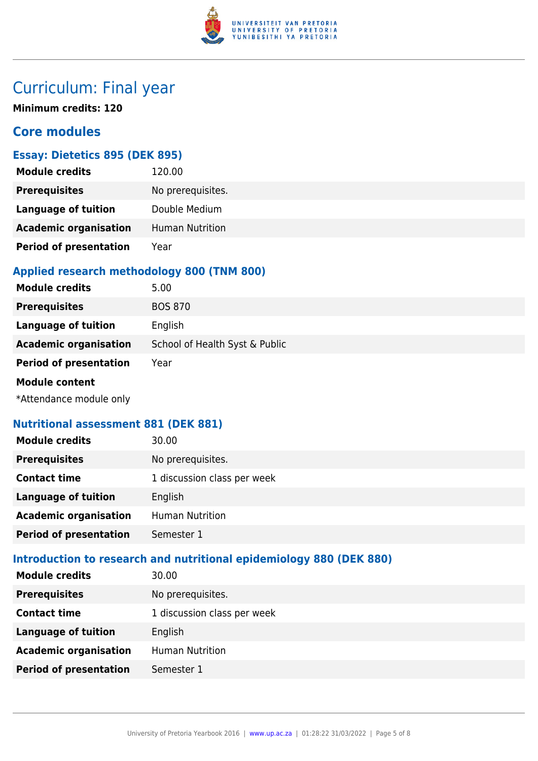# Curriculum: Final year

**Minimum credits: 120**

## Core modules

### Essay: Dietetics 895 (DEK 895)

| | |
|---|---|
| **Module credits** | 120.00 |
| **Prerequisites** | No prerequisites. |
| **Language of tuition** | Double Medium |
| **Academic organisation** | Human Nutrition |
| **Period of presentation** | Year |

### Applied research methodology 800 (TNM 800)

| | |
|---|---|
| **Module credits** | 5.00 |
| **Prerequisites** | BOS 870 |
| **Language of tuition** | English |
| **Academic organisation** | School of Health Syst & Public |
| **Period of presentation** | Year |

**Module content**

*Attendance module only

### Nutritional assessment 881 (DEK 881)

| | |
|---|---|
| **Module credits** | 30.00 |
| **Prerequisites** | No prerequisites. |
| **Contact time** | 1 discussion class per week |
| **Language of tuition** | English |
| **Academic organisation** | Human Nutrition |
| **Period of presentation** | Semester 1 |

### Introduction to research and nutritional epidemiology 880 (DEK 880)

| | |
|---|---|
| **Module credits** | 30.00 |
| **Prerequisites** | No prerequisites. |
| **Contact time** | 1 discussion class per week |
| **Language of tuition** | English |
| **Academic organisation** | Human Nutrition |
| **Period of presentation** | Semester 1 |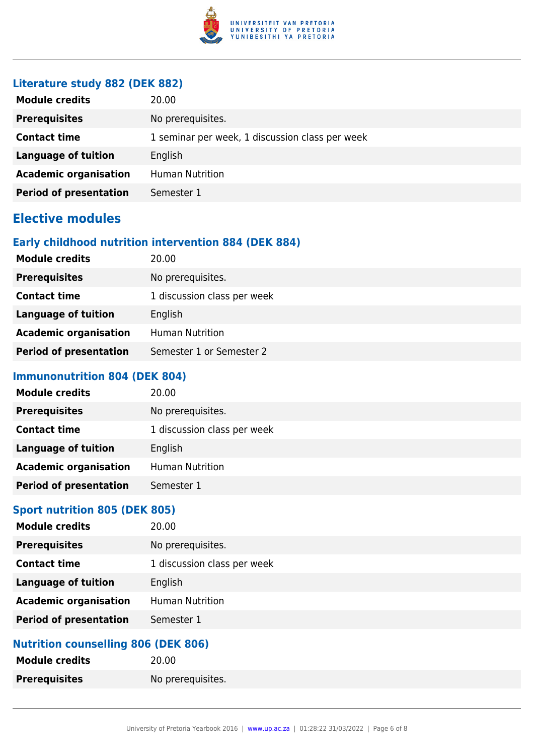### Literature study 882 (DEK 882)

| | |
|---|---|
| **Module credits** | 20.00 |
| **Prerequisites** | No prerequisites. |
| **Contact time** | 1 seminar per week, 1 discussion class per week |
| **Language of tuition** | English |
| **Academic organisation** | Human Nutrition |
| **Period of presentation** | Semester 1 |

## Elective modules

### Early childhood nutrition intervention 884 (DEK 884)

| | |
|---|---|
| **Module credits** | 20.00 |
| **Prerequisites** | No prerequisites. |
| **Contact time** | 1 discussion class per week |
| **Language of tuition** | English |
| **Academic organisation** | Human Nutrition |
| **Period of presentation** | Semester 1 or Semester 2 |

### Immunonutrition 804 (DEK 804)

| | |
|---|---|
| **Module credits** | 20.00 |
| **Prerequisites** | No prerequisites. |
| **Contact time** | 1 discussion class per week |
| **Language of tuition** | English |
| **Academic organisation** | Human Nutrition |
| **Period of presentation** | Semester 1 |

### Sport nutrition 805 (DEK 805)

| | |
|---|---|
| **Module credits** | 20.00 |
| **Prerequisites** | No prerequisites. |
| **Contact time** | 1 discussion class per week |
| **Language of tuition** | English |
| **Academic organisation** | Human Nutrition |
| **Period of presentation** | Semester 1 |

### Nutrition counselling 806 (DEK 806)

| | |
|---|---|
| **Module credits** | 20.00 |
| **Prerequisites** | No prerequisites. |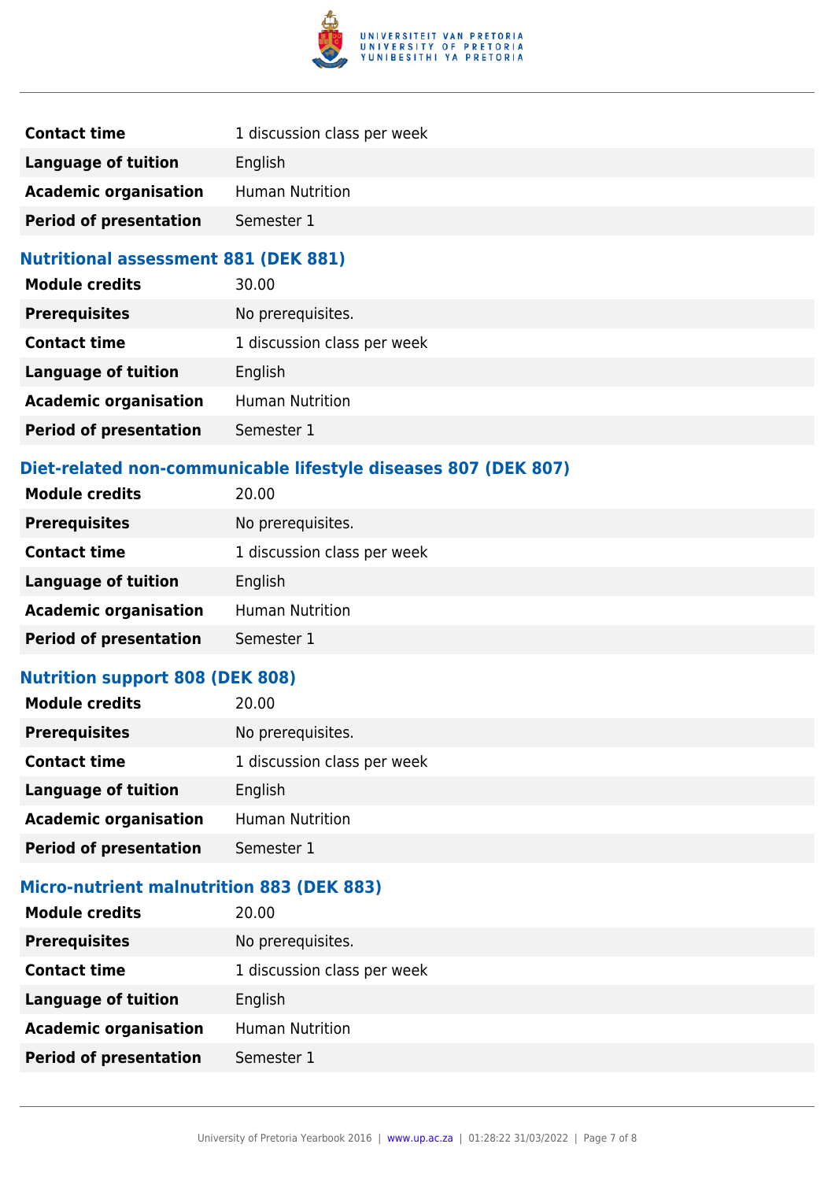| | |
|---|---|
| **Contact time** | 1 discussion class per week |
| **Language of tuition** | English |
| **Academic organisation** | Human Nutrition |
| **Period of presentation** | Semester 1 |

### Nutritional assessment 881 (DEK 881)

| | |
|---|---|
| **Module credits** | 30.00 |
| **Prerequisites** | No prerequisites. |
| **Contact time** | 1 discussion class per week |
| **Language of tuition** | English |
| **Academic organisation** | Human Nutrition |
| **Period of presentation** | Semester 1 |

### Diet-related non-communicable lifestyle diseases 807 (DEK 807)

| | |
|---|---|
| **Module credits** | 20.00 |
| **Prerequisites** | No prerequisites. |
| **Contact time** | 1 discussion class per week |
| **Language of tuition** | English |
| **Academic organisation** | Human Nutrition |
| **Period of presentation** | Semester 1 |

### Nutrition support 808 (DEK 808)

| | |
|---|---|
| **Module credits** | 20.00 |
| **Prerequisites** | No prerequisites. |
| **Contact time** | 1 discussion class per week |
| **Language of tuition** | English |
| **Academic organisation** | Human Nutrition |
| **Period of presentation** | Semester 1 |

### Micro-nutrient malnutrition 883 (DEK 883)

| | |
|---|---|
| **Module credits** | 20.00 |
| **Prerequisites** | No prerequisites. |
| **Contact time** | 1 discussion class per week |
| **Language of tuition** | English |
| **Academic organisation** | Human Nutrition |
| **Period of presentation** | Semester 1 |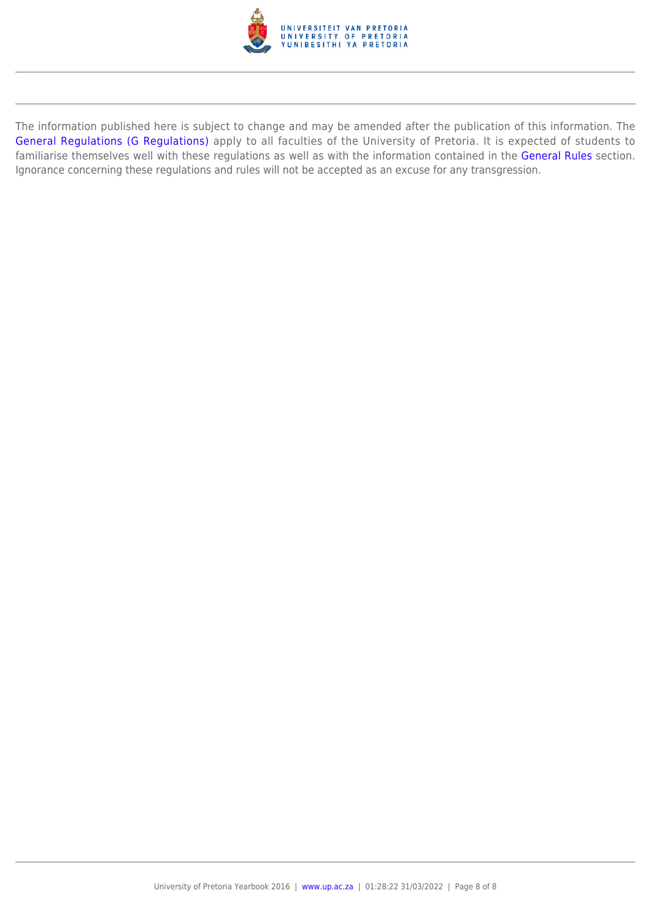The information published here is subject to change and may be amended after the publication of this information. The General Regulations (G Regulations) apply to all faculties of the University of Pretoria. It is expected of students to familiarise themselves well with these regulations as well as with the information contained in the General Rules section. Ignorance concerning these regulations and rules will not be accepted as an excuse for any transgression.